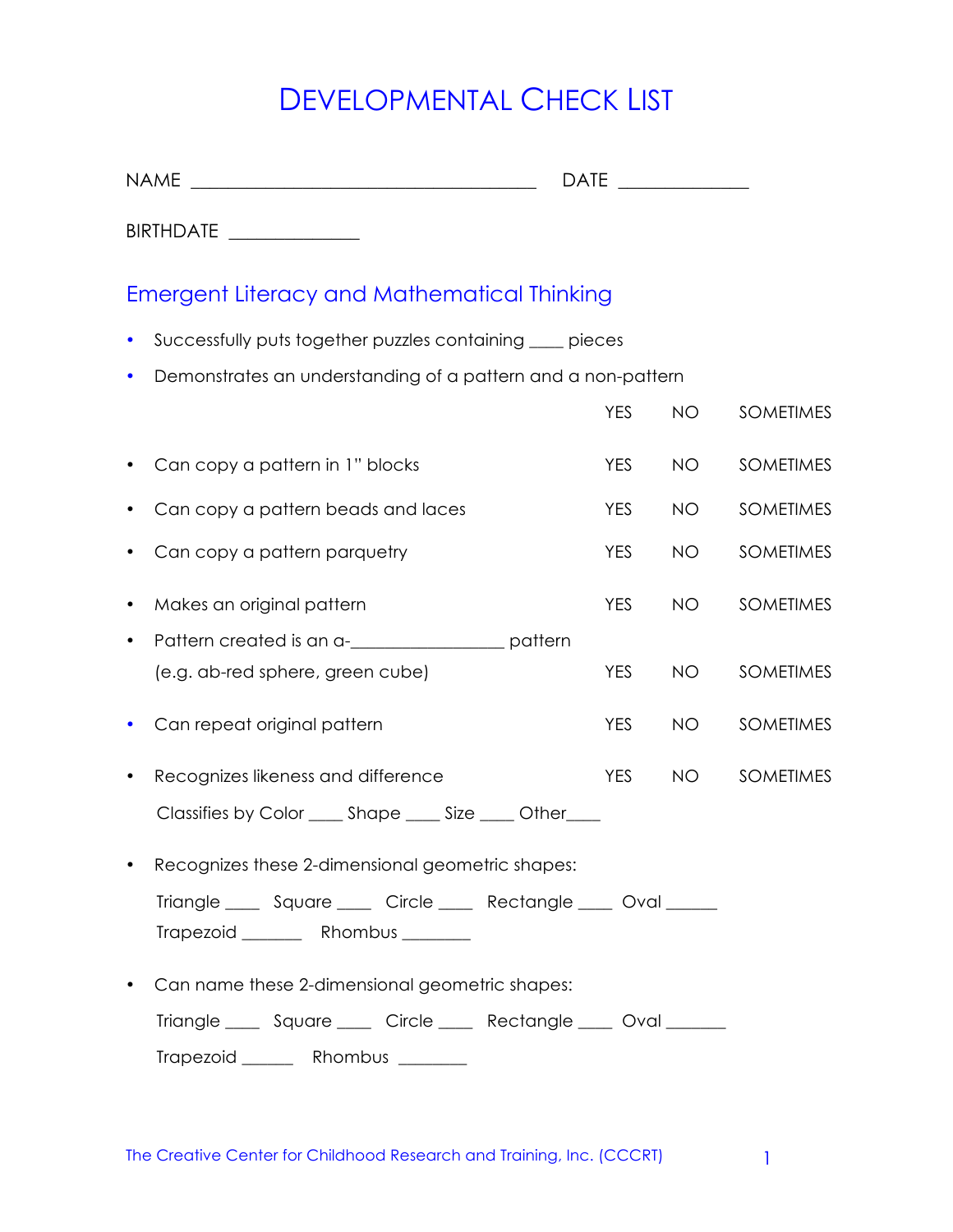# DEVELOPMENTAL CHECK LIST

NAME ______________________________________ DATE ______________

BIRTHDATE ______________

## Emergent Literacy and Mathematical Thinking

- Successfully puts together puzzles containing ____ pieces
- Demonstrates an understanding of a pattern and a non-pattern YES NO SOMETIMES
- Can copy a pattern in 1" blocks YES NO SOMETIMES
- Can copy a pattern beads and laces YES NO SOMETIMES
- Can copy a pattern parquetry YES NO SOMETIMES
- Makes an original pattern YES NO SOMETIMES
- Pattern created is an a-_________________ pattern
  (e.g. ab-red sphere, green cube) YES NO SOMETIMES
- Can repeat original pattern YES NO SOMETIMES
- Recognizes likeness and difference YES NO SOMETIMES

  Classifies by Color ____ Shape ____ Size ____ Other____
- Recognizes these 2-dimensional geometric shapes:

  Triangle ____ Square ____ Circle ____ Rectangle ____ Oval ______
  Trapezoid _______ Rhombus ________
- Can name these 2-dimensional geometric shapes:

  Triangle ____ Square ____ Circle ____ Rectangle ____ Oval _______

  Trapezoid ______ Rhombus ________

The Creative Center for Childhood Research and Training, Inc. (CCCRT)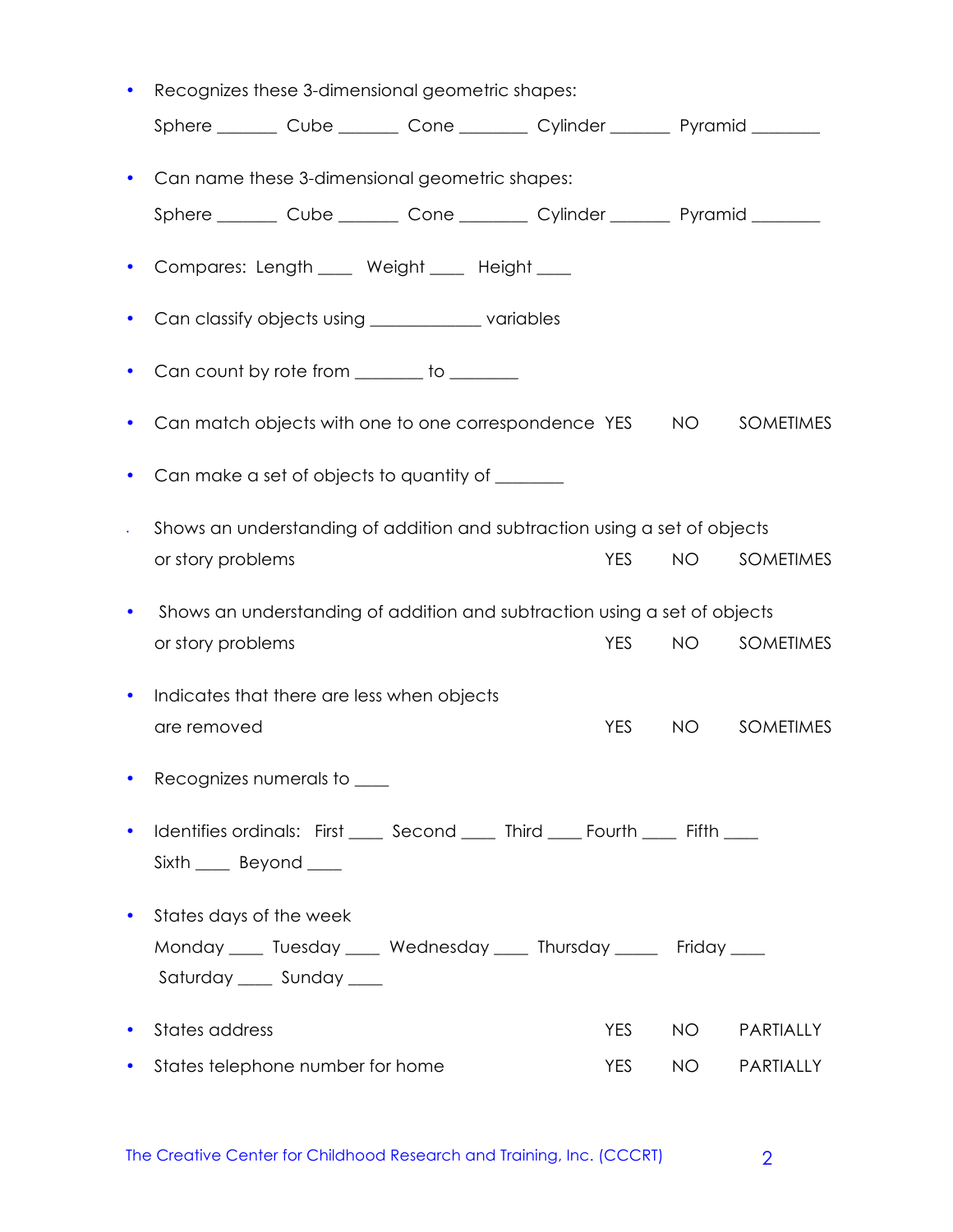- Recognizes these 3-dimensional geometric shapes:

  Sphere _______ Cube _______ Cone ________ Cylinder _______ Pyramid ________

- Can name these 3-dimensional geometric shapes:

  Sphere _______ Cube _______ Cone ________ Cylinder _______ Pyramid ________

- Compares: Length ____ Weight ____ Height ____

- Can classify objects using _____________ variables

- Can count by rote from ________ to ________

- Can match objects with one to one correspondence YES NO SOMETIMES

- Can make a set of objects to quantity of ________

- Shows an understanding of addition and subtraction using a set of objects or story problems YES NO SOMETIMES

- Shows an understanding of addition and subtraction using a set of objects or story problems YES NO SOMETIMES

- Indicates that there are less when objects are removed YES NO SOMETIMES

- Recognizes numerals to ____

- Identifies ordinals: First ____ Second ____ Third ____ Fourth ____ Fifth ____ Sixth ____ Beyond ____

- States days of the week

  Monday ____ Tuesday ____ Wednesday ____ Thursday _____ Friday ____ Saturday ____ Sunday ____

- States address YES NO PARTIALLY

- States telephone number for home YES NO PARTIALLY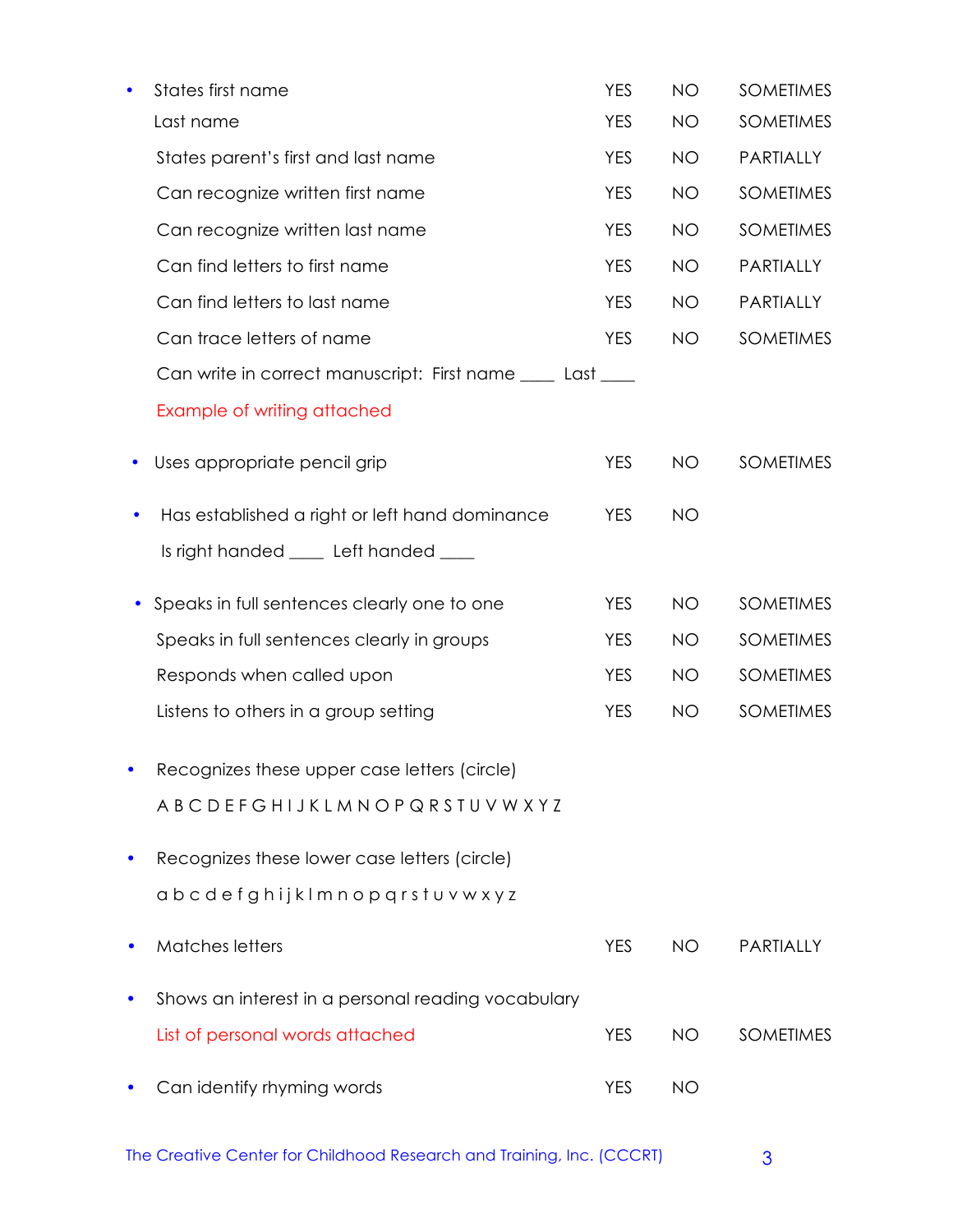- States first name — YES NO SOMETIMES

  Last name — YES NO SOMETIMES

  States parent's first and last name — YES NO PARTIALLY

  Can recognize written first name — YES NO SOMETIMES

  Can recognize written last name — YES NO SOMETIMES

  Can find letters to first name — YES NO PARTIALLY

  Can find letters to last name — YES NO PARTIALLY

  Can trace letters of name — YES NO SOMETIMES

  Can write in correct manuscript: First name ____ Last ____

  Example of writing attached

- Uses appropriate pencil grip — YES NO SOMETIMES

- Has established a right or left hand dominance — YES NO

  Is right handed ____ Left handed ____

- Speaks in full sentences clearly one to one — YES NO SOMETIMES

  Speaks in full sentences clearly in groups — YES NO SOMETIMES

  Responds when called upon — YES NO SOMETIMES

  Listens to others in a group setting — YES NO SOMETIMES

- Recognizes these upper case letters (circle)

  A B C D E F G H I J K L M N O P Q R S T U V W X Y Z

- Recognizes these lower case letters (circle)

  a b c d e f g h i j k l m n o p q r s t u v w x y z

- Matches letters — YES NO PARTIALLY

- Shows an interest in a personal reading vocabulary

  List of personal words attached — YES NO SOMETIMES

- Can identify rhyming words — YES NO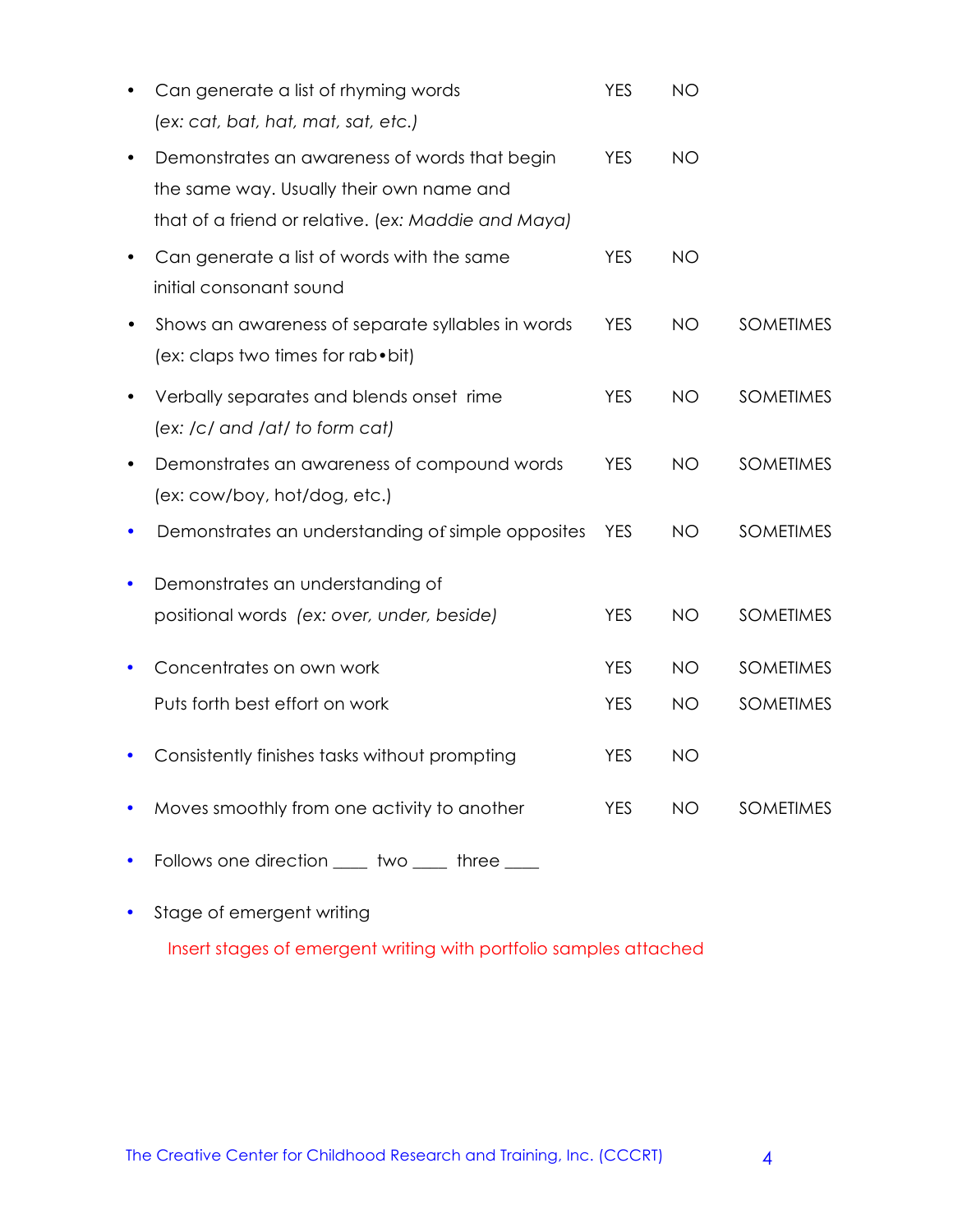- Can generate a list of rhyming words (*ex: cat, bat, hat, mat, sat, etc.*) YES NO
- Demonstrates an awareness of words that begin the same way. Usually their own name and that of a friend or relative. (*ex: Maddie and Maya*) YES NO
- Can generate a list of words with the same initial consonant sound YES NO
- Shows an awareness of separate syllables in words (ex: claps two times for rab•bit) YES NO SOMETIMES
- Verbally separates and blends onset rime (*ex: /c/ and /at/ to form cat*) YES NO SOMETIMES
- Demonstrates an awareness of compound words (ex: cow/boy, hot/dog, etc.) YES NO SOMETIMES
- Demonstrates an understanding of simple opposites YES NO SOMETIMES
- Demonstrates an understanding of positional words (*ex: over, under, beside*) YES NO SOMETIMES
- Concentrates on own work YES NO SOMETIMES

  Puts forth best effort on work YES NO SOMETIMES
- Consistently finishes tasks without prompting YES NO
- Moves smoothly from one activity to another YES NO SOMETIMES
- Follows one direction ____ two ____ three ____
- Stage of emergent writing

  Insert stages of emergent writing with portfolio samples attached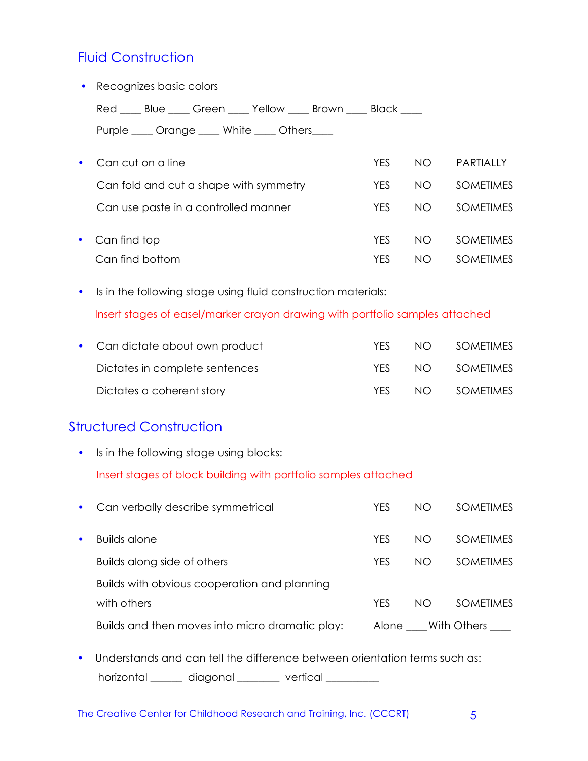## Fluid Construction

- Recognizes basic colors

  Red ____ Blue ____ Green ____ Yellow ____ Brown ____ Black ____

  Purple ____ Orange ____ White ____ Others____

- Can cut on a line YES NO PARTIALLY

  Can fold and cut a shape with symmetry YES NO SOMETIMES

  Can use paste in a controlled manner YES NO SOMETIMES

- Can find top YES NO SOMETIMES

  Can find bottom YES NO SOMETIMES

- Is in the following stage using fluid construction materials:

  Insert stages of easel/marker crayon drawing with portfolio samples attached

- Can dictate about own product YES NO SOMETIMES

  Dictates in complete sentences YES NO SOMETIMES

  Dictates a coherent story YES NO SOMETIMES

## Structured Construction

- Is in the following stage using blocks:

  Insert stages of block building with portfolio samples attached

- Can verbally describe symmetrical YES NO SOMETIMES

- Builds alone YES NO SOMETIMES

  Builds along side of others YES NO SOMETIMES

  Builds with obvious cooperation and planning with others YES NO SOMETIMES

  Builds and then moves into micro dramatic play: Alone ____ With Others ____

- Understands and can tell the difference between orientation terms such as:

  horizontal ______ diagonal ________ vertical __________

The Creative Center for Childhood Research and Training, Inc. (CCCRT)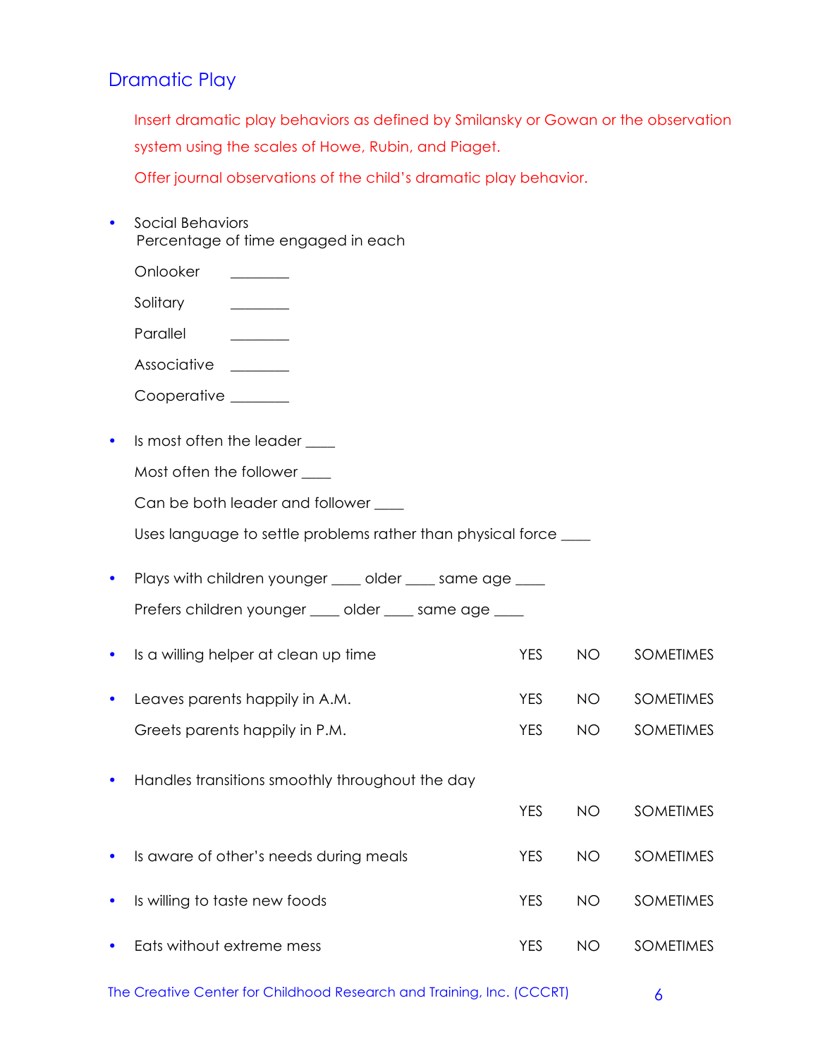## Dramatic Play

Insert dramatic play behaviors as defined by Smilansky or Gowan or the observation system using the scales of Howe, Rubin, and Piaget.

Offer journal observations of the child's dramatic play behavior.

- Social Behaviors
  Percentage of time engaged in each

  Onlooker ________

  Solitary ________

  Parallel ________

  Associative ________

  Cooperative ________

- Is most often the leader ____

  Most often the follower ____

  Can be both leader and follower ____

  Uses language to settle problems rather than physical force ____

- Plays with children younger ____ older ____ same age ____

  Prefers children younger ____ older ____ same age ____

- Is a willing helper at clean up time YES NO SOMETIMES

- Leaves parents happily in A.M. YES NO SOMETIMES

  Greets parents happily in P.M. YES NO SOMETIMES

- Handles transitions smoothly throughout the day

  YES NO SOMETIMES

- Is aware of other's needs during meals YES NO SOMETIMES

- Is willing to taste new foods YES NO SOMETIMES

- Eats without extreme mess YES NO SOMETIMES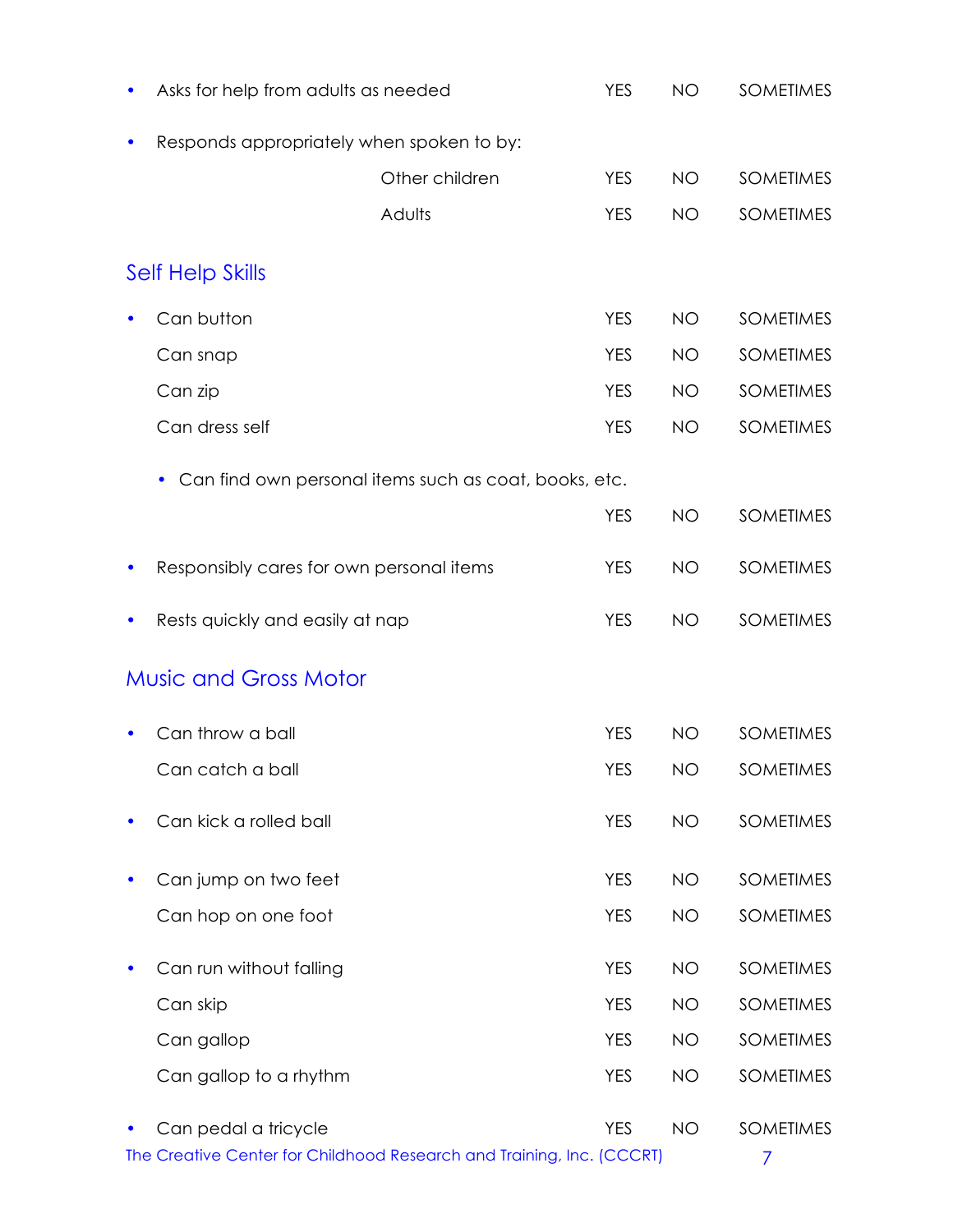- Asks for help from adults as needed YES NO SOMETIMES

- Responds appropriately when spoken to by:

  Other children YES NO SOMETIMES

  Adults YES NO SOMETIMES

## Self Help Skills

- Can button YES NO SOMETIMES

  Can snap YES NO SOMETIMES

  Can zip YES NO SOMETIMES

  Can dress self YES NO SOMETIMES

  - Can find own personal items such as coat, books, etc.

    YES NO SOMETIMES

- Responsibly cares for own personal items YES NO SOMETIMES

- Rests quickly and easily at nap YES NO SOMETIMES

## Music and Gross Motor

- Can throw a ball YES NO SOMETIMES

  Can catch a ball YES NO SOMETIMES

- Can kick a rolled ball YES NO SOMETIMES

- Can jump on two feet YES NO SOMETIMES

  Can hop on one foot YES NO SOMETIMES

- Can run without falling YES NO SOMETIMES

  Can skip YES NO SOMETIMES

  Can gallop YES NO SOMETIMES

  Can gallop to a rhythm YES NO SOMETIMES

- Can pedal a tricycle YES NO SOMETIMES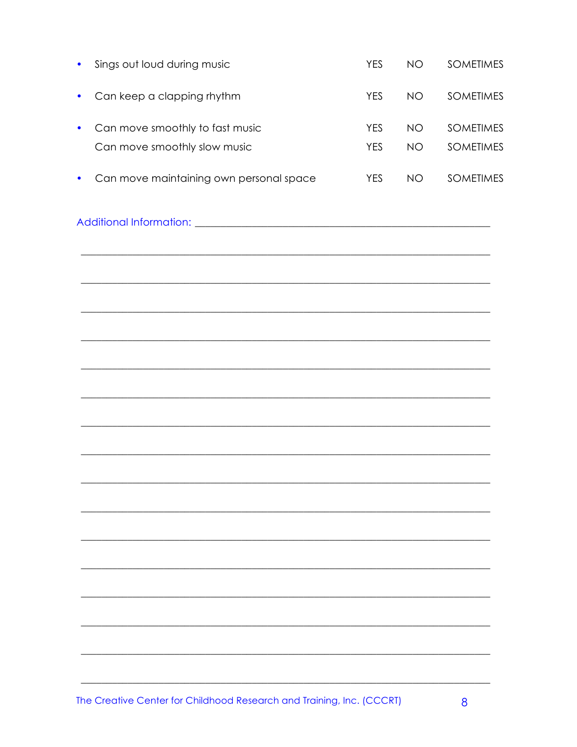- Sings out loud during music YES NO SOMETIMES

- Can keep a clapping rhythm YES NO SOMETIMES

- Can move smoothly to fast music YES NO SOMETIMES
  Can move smoothly slow music YES NO SOMETIMES

- Can move maintaining own personal space YES NO SOMETIMES

Additional Information: ______________________________________________________

______________________________________________________________________

______________________________________________________________________

______________________________________________________________________

______________________________________________________________________

______________________________________________________________________

______________________________________________________________________

______________________________________________________________________

______________________________________________________________________

______________________________________________________________________

______________________________________________________________________

______________________________________________________________________

______________________________________________________________________

______________________________________________________________________

______________________________________________________________________

______________________________________________________________________

______________________________________________________________________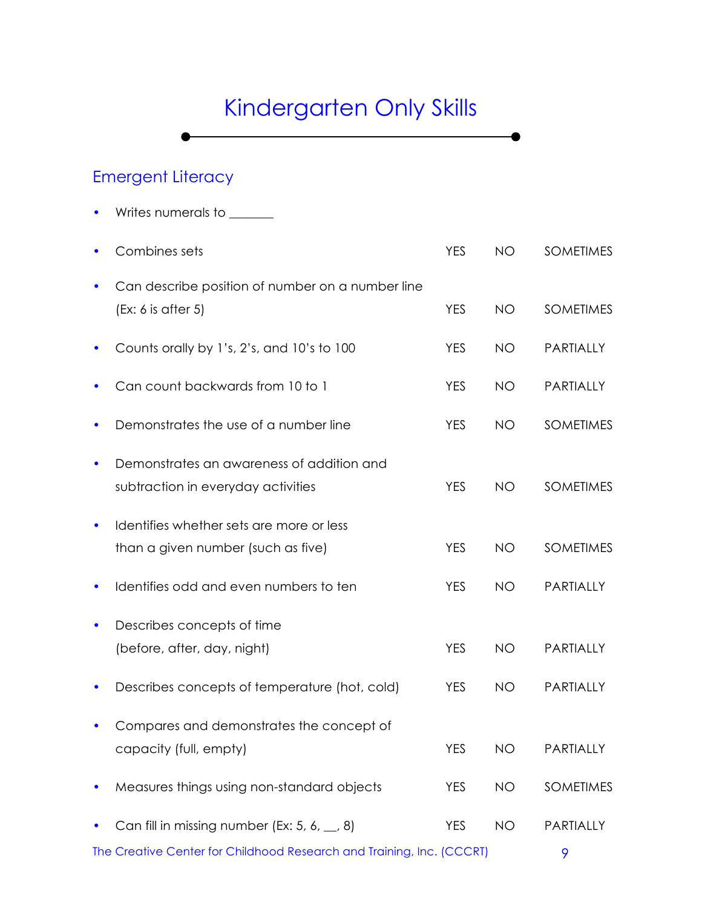# Kindergarten Only Skills

## Emergent Literacy

- Writes numerals to _______
- Combines sets YES NO SOMETIMES
- Can describe position of number on a number line (Ex: 6 is after 5) YES NO SOMETIMES
- Counts orally by 1's, 2's, and 10's to 100 YES NO PARTIALLY
- Can count backwards from 10 to 1 YES NO PARTIALLY
- Demonstrates the use of a number line YES NO SOMETIMES
- Demonstrates an awareness of addition and subtraction in everyday activities YES NO SOMETIMES
- Identifies whether sets are more or less than a given number (such as five) YES NO SOMETIMES
- Identifies odd and even numbers to ten YES NO PARTIALLY
- Describes concepts of time (before, after, day, night) YES NO PARTIALLY
- Describes concepts of temperature (hot, cold) YES NO PARTIALLY
- Compares and demonstrates the concept of capacity (full, empty) YES NO PARTIALLY
- Measures things using non-standard objects YES NO SOMETIMES
- Can fill in missing number (Ex: 5, 6, __, 8) YES NO PARTIALLY

The Creative Center for Childhood Research and Training, Inc. (CCCRT)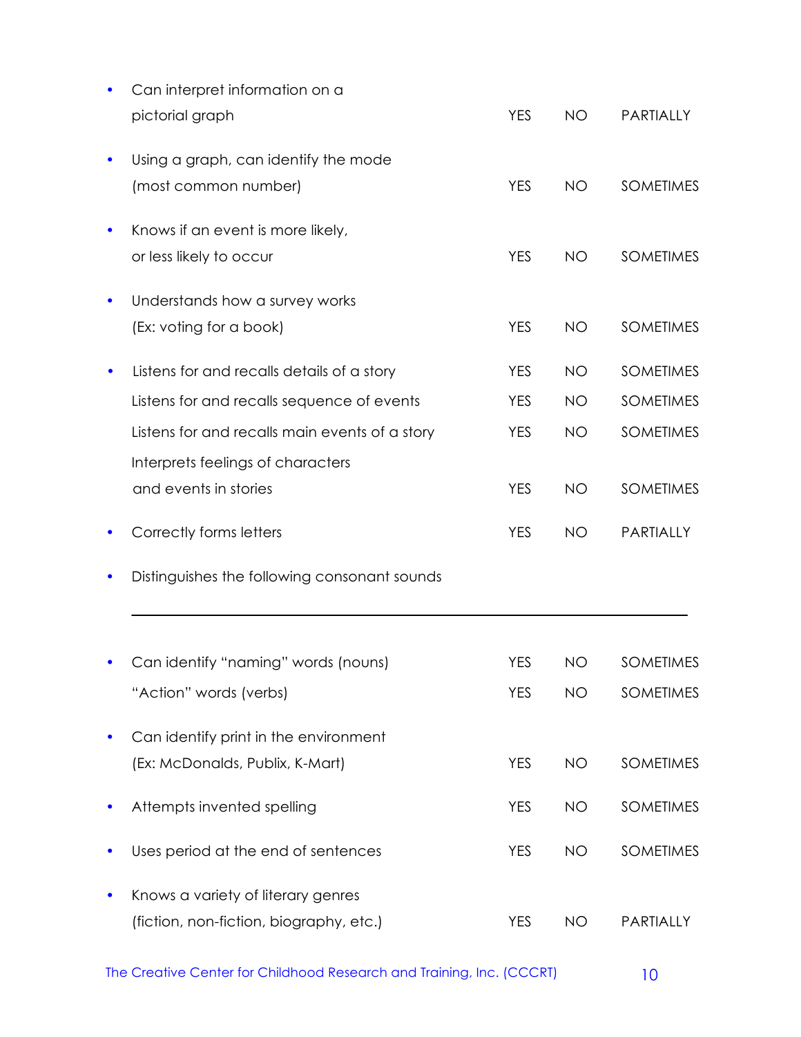- Can interpret information on a pictorial graph YES NO PARTIALLY

- Using a graph, can identify the mode (most common number) YES NO SOMETIMES

- Knows if an event is more likely, or less likely to occur YES NO SOMETIMES

- Understands how a survey works (Ex: voting for a book) YES NO SOMETIMES

- Listens for and recalls details of a story YES NO SOMETIMES

  Listens for and recalls sequence of events YES NO SOMETIMES

  Listens for and recalls main events of a story YES NO SOMETIMES

  Interprets feelings of characters and events in stories YES NO SOMETIMES

- Correctly forms letters YES NO PARTIALLY

- Distinguishes the following consonant sounds

  ______________________________________________

- Can identify "naming" words (nouns) YES NO SOMETIMES

  "Action" words (verbs) YES NO SOMETIMES

- Can identify print in the environment (Ex: McDonalds, Publix, K-Mart) YES NO SOMETIMES

- Attempts invented spelling YES NO SOMETIMES

- Uses period at the end of sentences YES NO SOMETIMES

- Knows a variety of literary genres (fiction, non-fiction, biography, etc.) YES NO PARTIALLY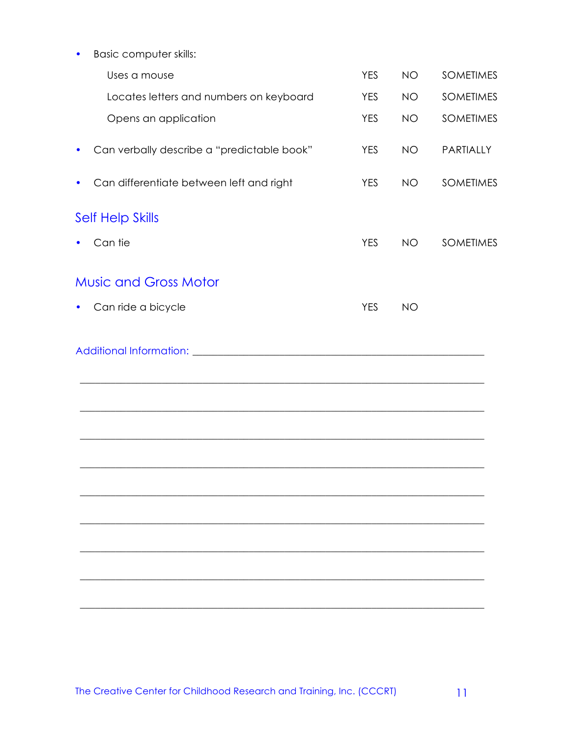- Basic computer skills:

| | | | |
|---|---|---|---|
| Uses a mouse | YES | NO | SOMETIMES |
| Locates letters and numbers on keyboard | YES | NO | SOMETIMES |
| Opens an application | YES | NO | SOMETIMES |

| | | | |
|---|---|---|---|
| • Can verbally describe a "predictable book" | YES | NO | PARTIALLY |
| • Can differentiate between left and right | YES | NO | SOMETIMES |

## Self Help Skills

| | | | |
|---|---|---|---|
| • Can tie | YES | NO | SOMETIMES |

## Music and Gross Motor

| | | |
|---|---|---|
| • Can ride a bicycle | YES | NO |

Additional Information: ____________________________________________________________

______________________________________________________________________

______________________________________________________________________

______________________________________________________________________

______________________________________________________________________

______________________________________________________________________

______________________________________________________________________

______________________________________________________________________

______________________________________________________________________

______________________________________________________________________

The Creative Center for Childhood Research and Training, Inc. (CCCRT)